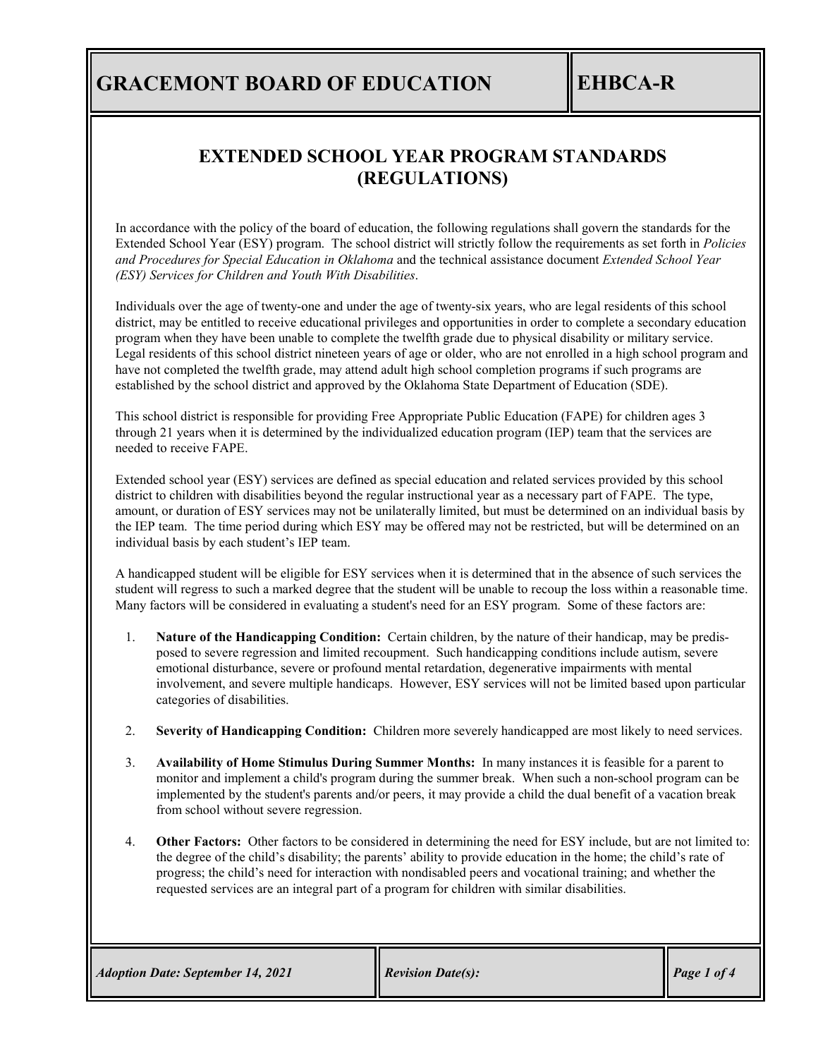# GRACEMONT BOARD OF EDUCATION

# EHBCA-R

## EXTENDED SCHOOL YEAR PROGRAM STANDARDS (REGULATIONS)

In accordance with the policy of the board of education, the following regulations shall govern the standards for the Extended School Year (ESY) program. The school district will strictly follow the requirements as set forth in *Policies and Procedures for Special Education in Oklahoma* and the technical assistance document *Extended School Year (ESY) Services for Children and Youth With Disabilities*.

Individuals over the age of twenty-one and under the age of twenty-six years, who are legal residents of this school district, may be entitled to receive educational privileges and opportunities in order to complete a secondary education program when they have been unable to complete the twelfth grade due to physical disability or military service. Legal residents of this school district nineteen years of age or older, who are not enrolled in a high school program and have not completed the twelfth grade, may attend adult high school completion programs if such programs are established by the school district and approved by the Oklahoma State Department of Education (SDE).

This school district is responsible for providing Free Appropriate Public Education (FAPE) for children ages 3 through 21 years when it is determined by the individualized education program (IEP) team that the services are needed to receive FAPE.

Extended school year (ESY) services are defined as special education and related services provided by this school district to children with disabilities beyond the regular instructional year as a necessary part of FAPE. The type, amount, or duration of ESY services may not be unilaterally limited, but must be determined on an individual basis by the IEP team. The time period during which ESY may be offered may not be restricted, but will be determined on an individual basis by each student's IEP team.

A handicapped student will be eligible for ESY services when it is determined that in the absence of such services the student will regress to such a marked degree that the student will be unable to recoup the loss within a reasonable time. Many factors will be considered in evaluating a student's need for an ESY program. Some of these factors are:

1. **Nature of the Handicapping Condition:** Certain children, by the nature of their handicap, may be predisposed to severe regression and limited recoupment. Such handicapping conditions include autism, severe emotional disturbance, severe or profound mental retardation, degenerative impairments with mental involvement, and severe multiple handicaps. However, ESY services will not be limited based upon particular categories of disabilities.

2. **Severity of Handicapping Condition:** Children more severely handicapped are most likely to need services.

3. **Availability of Home Stimulus During Summer Months:** In many instances it is feasible for a parent to monitor and implement a child's program during the summer break. When such a non-school program can be implemented by the student's parents and/or peers, it may provide a child the dual benefit of a vacation break from school without severe regression.

4. **Other Factors:** Other factors to be considered in determining the need for ESY include, but are not limited to: the degree of the child's disability; the parents' ability to provide education in the home; the child's rate of progress; the child's need for interaction with nondisabled peers and vocational training; and whether the requested services are an integral part of a program for children with similar disabilities.

*Adoption Date: September 14, 2021* | *Revision Date(s):*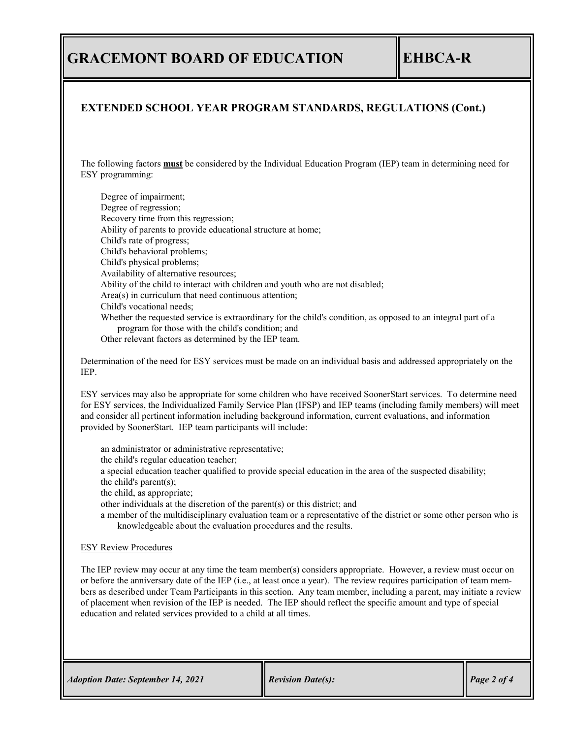## EXTENDED SCHOOL YEAR PROGRAM STANDARDS, REGULATIONS (Cont.)

The following factors **must** be considered by the Individual Education Program (IEP) team in determining need for ESY programming:

- Degree of impairment;
- Degree of regression;
- Recovery time from this regression;
- Ability of parents to provide educational structure at home;
- Child's rate of progress;
- Child's behavioral problems;
- Child's physical problems;
- Availability of alternative resources;
- Ability of the child to interact with children and youth who are not disabled;
- Area(s) in curriculum that need continuous attention;
- Child's vocational needs;
- Whether the requested service is extraordinary for the child's condition, as opposed to an integral part of a program for those with the child's condition; and
- Other relevant factors as determined by the IEP team.

Determination of the need for ESY services must be made on an individual basis and addressed appropriately on the IEP.

ESY services may also be appropriate for some children who have received SoonerStart services. To determine need for ESY services, the Individualized Family Service Plan (IFSP) and IEP teams (including family members) will meet and consider all pertinent information including background information, current evaluations, and information provided by SoonerStart. IEP team participants will include:

- an administrator or administrative representative;
- the child's regular education teacher;
- a special education teacher qualified to provide special education in the area of the suspected disability;
- the child's parent(s);
- the child, as appropriate;
- other individuals at the discretion of the parent(s) or this district; and
- a member of the multidisciplinary evaluation team or a representative of the district or some other person who is knowledgeable about the evaluation procedures and the results.

ESY Review Procedures

The IEP review may occur at any time the team member(s) considers appropriate. However, a review must occur on or before the anniversary date of the IEP (i.e., at least once a year). The review requires participation of team members as described under Team Participants in this section. Any team member, including a parent, may initiate a review of placement when revision of the IEP is needed. The IEP should reflect the specific amount and type of special education and related services provided to a child at all times.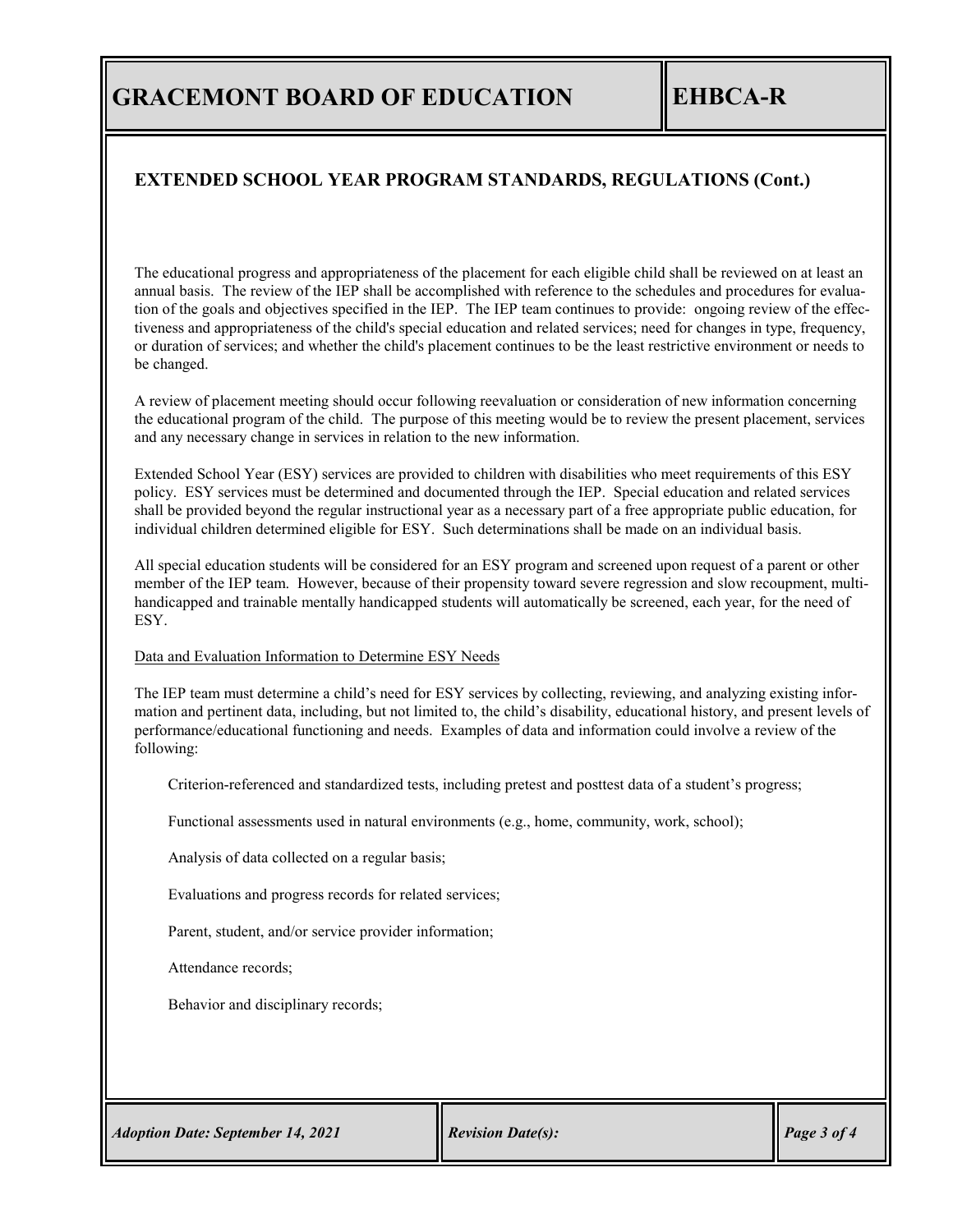## EXTENDED SCHOOL YEAR PROGRAM STANDARDS, REGULATIONS (Cont.)

The educational progress and appropriateness of the placement for each eligible child shall be reviewed on at least an annual basis. The review of the IEP shall be accomplished with reference to the schedules and procedures for evaluation of the goals and objectives specified in the IEP. The IEP team continues to provide: ongoing review of the effectiveness and appropriateness of the child's special education and related services; need for changes in type, frequency, or duration of services; and whether the child's placement continues to be the least restrictive environment or needs to be changed.

A review of placement meeting should occur following reevaluation or consideration of new information concerning the educational program of the child. The purpose of this meeting would be to review the present placement, services and any necessary change in services in relation to the new information.

Extended School Year (ESY) services are provided to children with disabilities who meet requirements of this ESY policy. ESY services must be determined and documented through the IEP. Special education and related services shall be provided beyond the regular instructional year as a necessary part of a free appropriate public education, for individual children determined eligible for ESY. Such determinations shall be made on an individual basis.

All special education students will be considered for an ESY program and screened upon request of a parent or other member of the IEP team. However, because of their propensity toward severe regression and slow recoupment, multi-handicapped and trainable mentally handicapped students will automatically be screened, each year, for the need of ESY.

Data and Evaluation Information to Determine ESY Needs

The IEP team must determine a child's need for ESY services by collecting, reviewing, and analyzing existing information and pertinent data, including, but not limited to, the child's disability, educational history, and present levels of performance/educational functioning and needs. Examples of data and information could involve a review of the following:

Criterion-referenced and standardized tests, including pretest and posttest data of a student's progress;

Functional assessments used in natural environments (e.g., home, community, work, school);

Analysis of data collected on a regular basis;

Evaluations and progress records for related services;

Parent, student, and/or service provider information;

Attendance records;

Behavior and disciplinary records;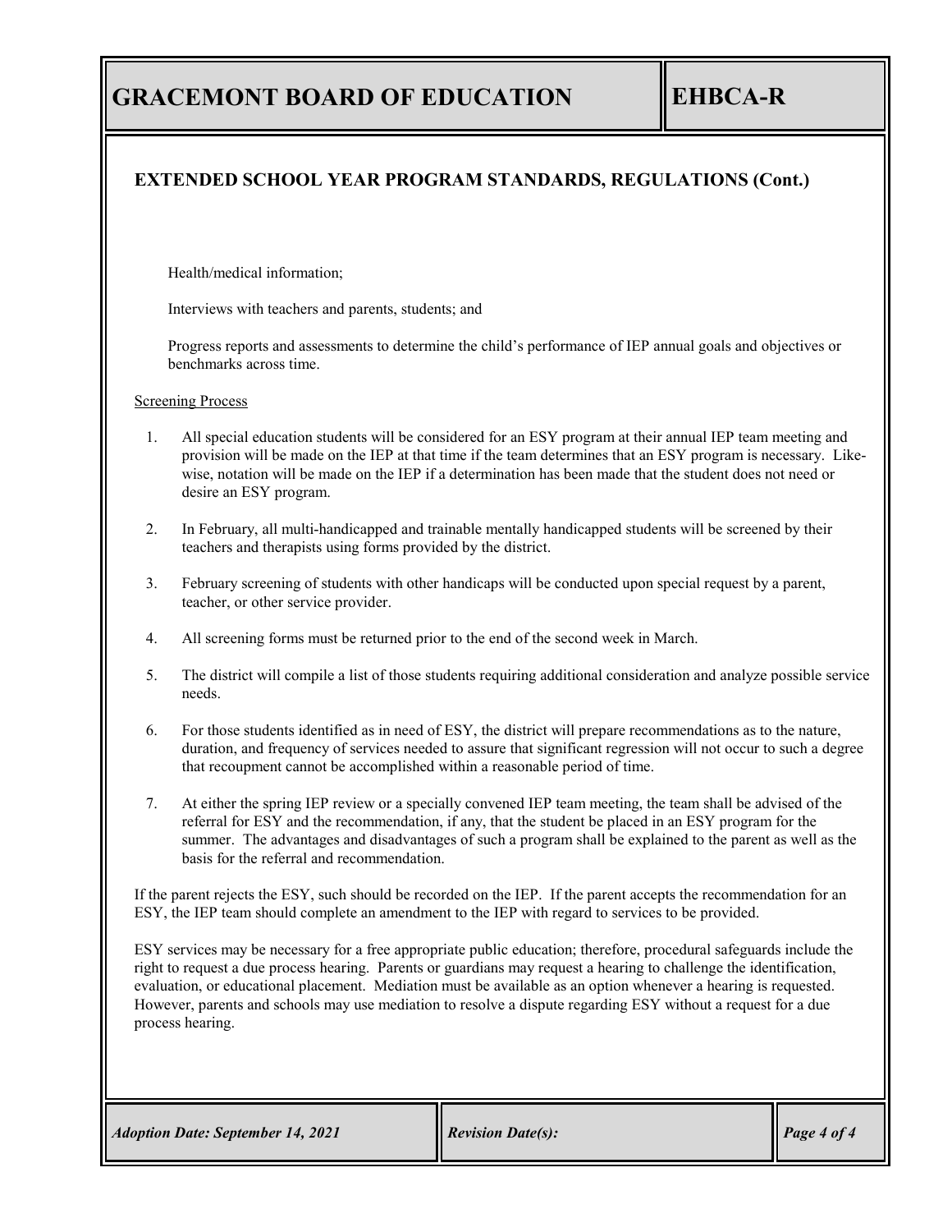## EXTENDED SCHOOL YEAR PROGRAM STANDARDS, REGULATIONS (Cont.)

Health/medical information;

Interviews with teachers and parents, students; and

Progress reports and assessments to determine the child's performance of IEP annual goals and objectives or benchmarks across time.

Screening Process

1. All special education students will be considered for an ESY program at their annual IEP team meeting and provision will be made on the IEP at that time if the team determines that an ESY program is necessary. Likewise, notation will be made on the IEP if a determination has been made that the student does not need or desire an ESY program.
2. In February, all multi-handicapped and trainable mentally handicapped students will be screened by their teachers and therapists using forms provided by the district.
3. February screening of students with other handicaps will be conducted upon special request by a parent, teacher, or other service provider.
4. All screening forms must be returned prior to the end of the second week in March.
5. The district will compile a list of those students requiring additional consideration and analyze possible service needs.
6. For those students identified as in need of ESY, the district will prepare recommendations as to the nature, duration, and frequency of services needed to assure that significant regression will not occur to such a degree that recoupment cannot be accomplished within a reasonable period of time.
7. At either the spring IEP review or a specially convened IEP team meeting, the team shall be advised of the referral for ESY and the recommendation, if any, that the student be placed in an ESY program for the summer. The advantages and disadvantages of such a program shall be explained to the parent as well as the basis for the referral and recommendation.

If the parent rejects the ESY, such should be recorded on the IEP. If the parent accepts the recommendation for an ESY, the IEP team should complete an amendment to the IEP with regard to services to be provided.

ESY services may be necessary for a free appropriate public education; therefore, procedural safeguards include the right to request a due process hearing. Parents or guardians may request a hearing to challenge the identification, evaluation, or educational placement. Mediation must be available as an option whenever a hearing is requested. However, parents and schools may use mediation to resolve a dispute regarding ESY without a request for a due process hearing.